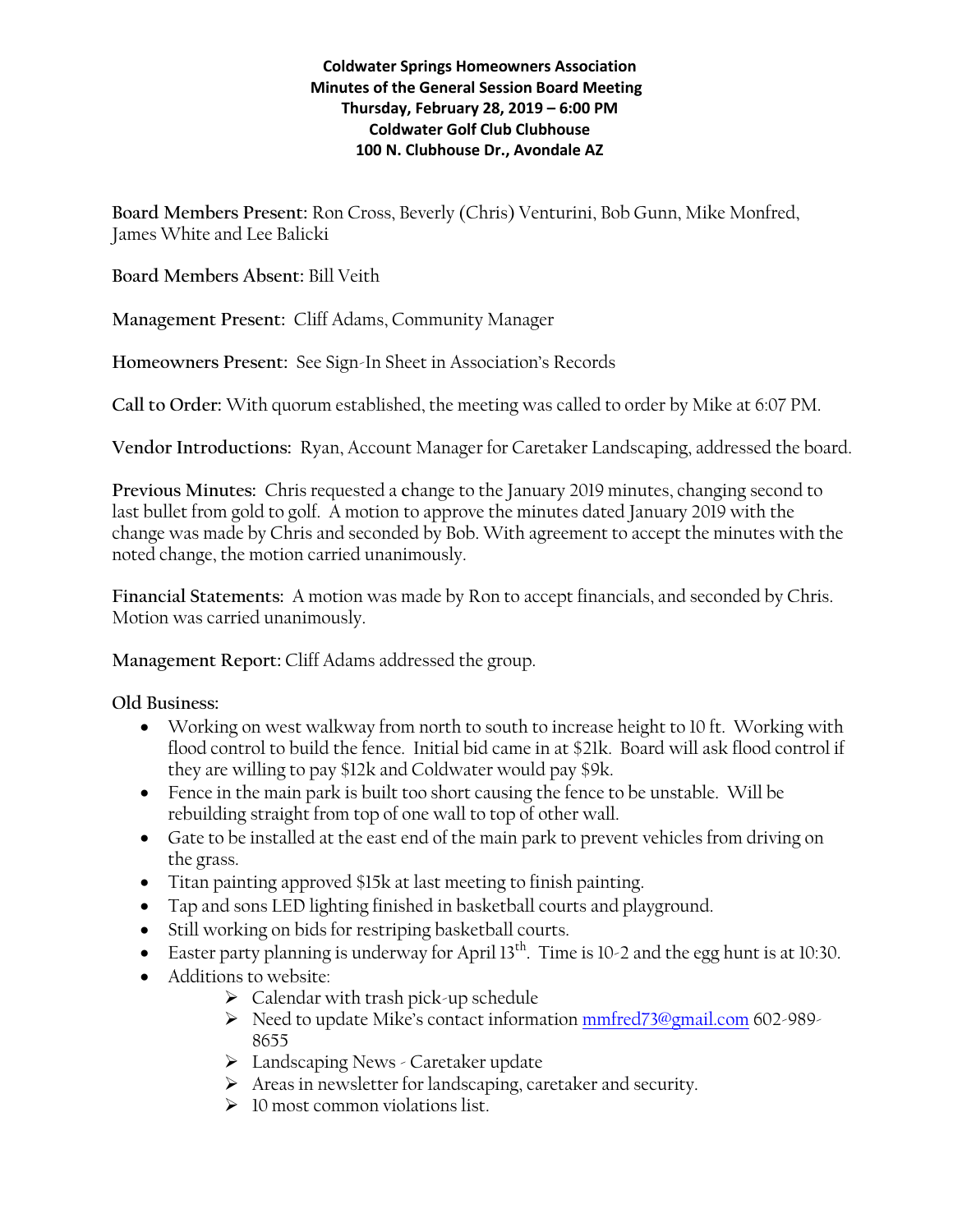**Coldwater Springs Homeowners Association**
**Minutes of the General Session Board Meeting**
**Thursday, February 28, 2019 – 6:00 PM**
**Coldwater Golf Club Clubhouse**
**100 N. Clubhouse Dr., Avondale AZ**

**Board Members Present:** Ron Cross, Beverly (Chris) Venturini, Bob Gunn, Mike Monfred, James White and Lee Balicki

**Board Members Absent:** Bill Veith

**Management Present:** Cliff Adams, Community Manager

**Homeowners Present:** See Sign-In Sheet in Association's Records

**Call to Order:** With quorum established, the meeting was called to order by Mike at 6:07 PM.

**Vendor Introductions:** Ryan, Account Manager for Caretaker Landscaping, addressed the board.

**Previous Minutes:** Chris requested a change to the January 2019 minutes, changing second to last bullet from gold to golf. A motion to approve the minutes dated January 2019 with the change was made by Chris and seconded by Bob. With agreement to accept the minutes with the noted change, the motion carried unanimously.

**Financial Statements:** A motion was made by Ron to accept financials, and seconded by Chris. Motion was carried unanimously.

**Management Report:** Cliff Adams addressed the group.

**Old Business:**

- Working on west walkway from north to south to increase height to 10 ft. Working with flood control to build the fence. Initial bid came in at $21k. Board will ask flood control if they are willing to pay $12k and Coldwater would pay $9k.
- Fence in the main park is built too short causing the fence to be unstable. Will be rebuilding straight from top of one wall to top of other wall.
- Gate to be installed at the east end of the main park to prevent vehicles from driving on the grass.
- Titan painting approved $15k at last meeting to finish painting.
- Tap and sons LED lighting finished in basketball courts and playground.
- Still working on bids for restriping basketball courts.
- Easter party planning is underway for April 13th. Time is 10-2 and the egg hunt is at 10:30.
- Additions to website:
  - Calendar with trash pick-up schedule
  - Need to update Mike's contact information mmfred73@gmail.com 602-989-8655
  - Landscaping News - Caretaker update
  - Areas in newsletter for landscaping, caretaker and security.
  - 10 most common violations list.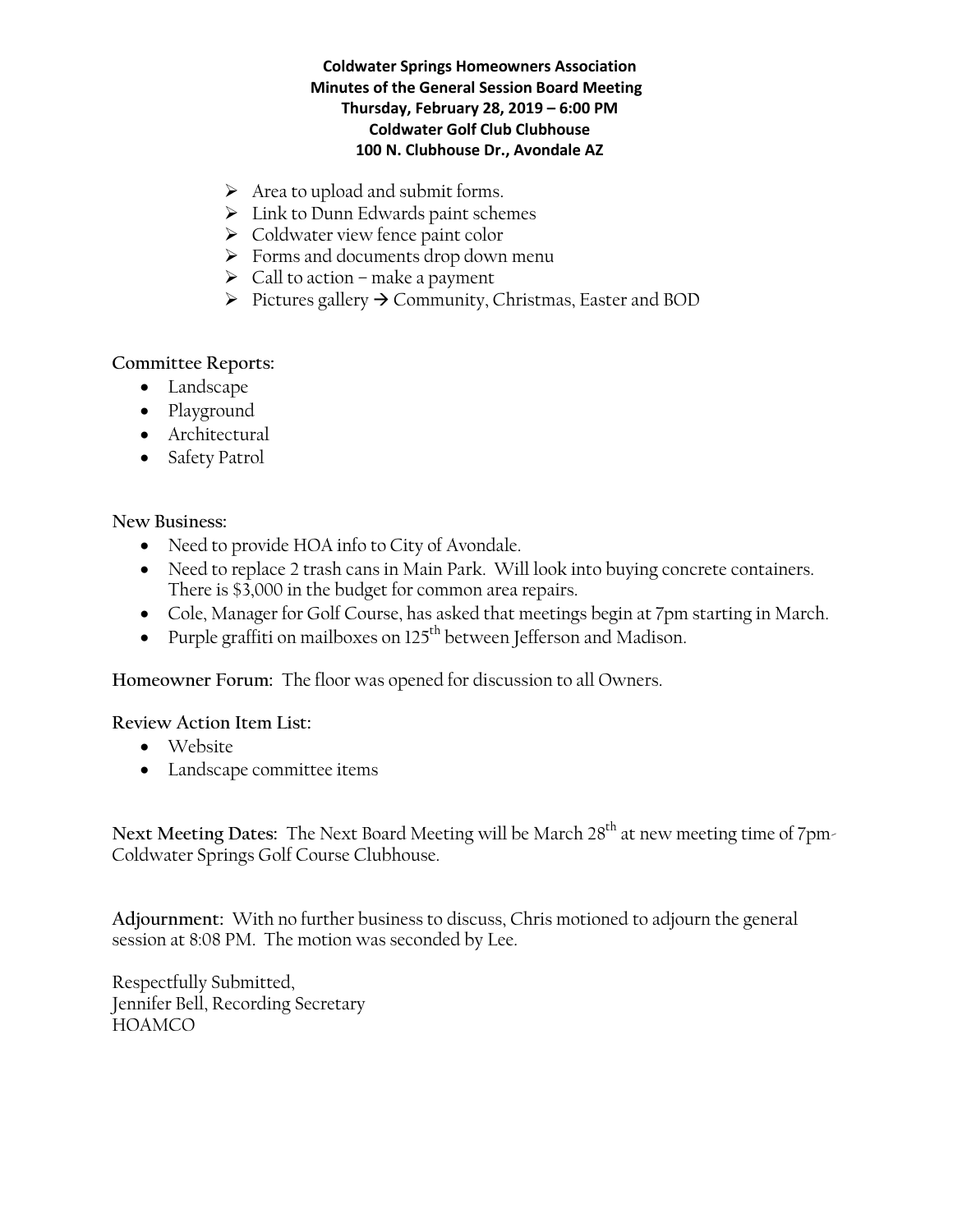**Coldwater Springs Homeowners Association**
**Minutes of the General Session Board Meeting**
**Thursday, February 28, 2019 – 6:00 PM**
**Coldwater Golf Club Clubhouse**
**100 N. Clubhouse Dr., Avondale AZ**

- Area to upload and submit forms.
- Link to Dunn Edwards paint schemes
- Coldwater view fence paint color
- Forms and documents drop down menu
- Call to action – make a payment
- Pictures gallery → Community, Christmas, Easter and BOD

**Committee Reports:**

- Landscape
- Playground
- Architectural
- Safety Patrol

**New Business:**

- Need to provide HOA info to City of Avondale.
- Need to replace 2 trash cans in Main Park. Will look into buying concrete containers. There is $3,000 in the budget for common area repairs.
- Cole, Manager for Golf Course, has asked that meetings begin at 7pm starting in March.
- Purple graffiti on mailboxes on 125th between Jefferson and Madison.

**Homeowner Forum:** The floor was opened for discussion to all Owners.

**Review Action Item List:**

- Website
- Landscape committee items

**Next Meeting Dates:** The Next Board Meeting will be March 28th at new meeting time of 7pm- Coldwater Springs Golf Course Clubhouse.

**Adjournment:** With no further business to discuss, Chris motioned to adjourn the general session at 8:08 PM. The motion was seconded by Lee.

Respectfully Submitted,
Jennifer Bell, Recording Secretary
HOAMCO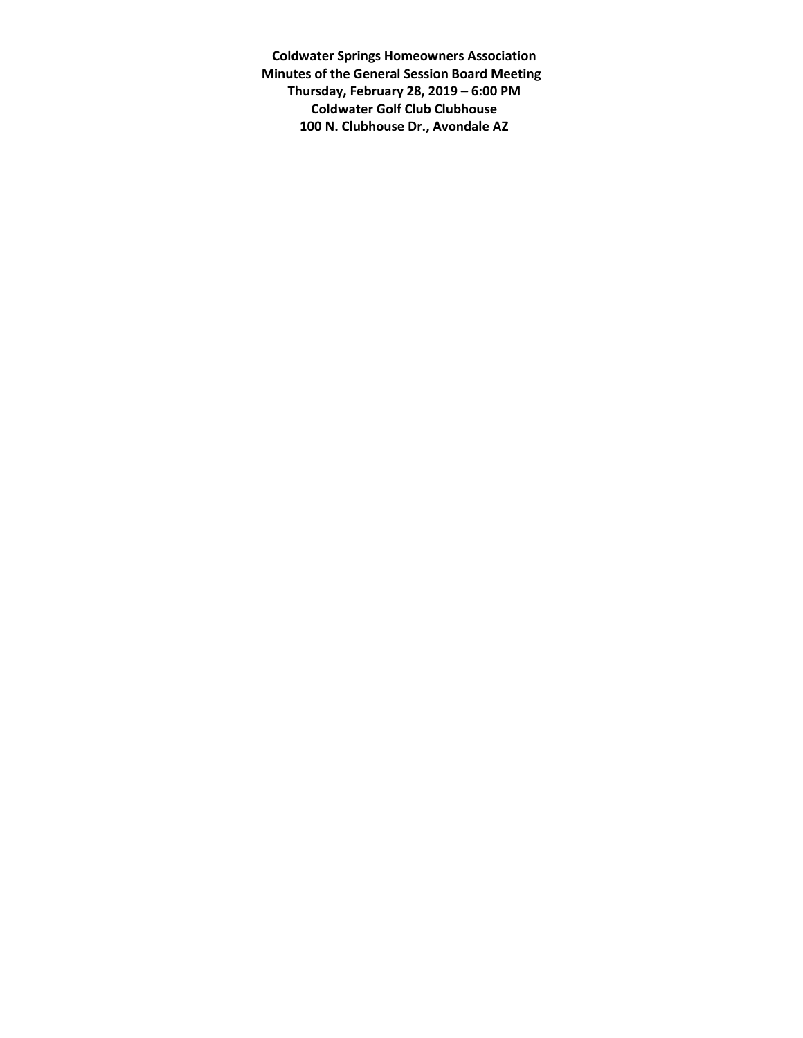**Coldwater Springs Homeowners Association**
**Minutes of the General Session Board Meeting**
**Thursday, February 28, 2019 – 6:00 PM**
**Coldwater Golf Club Clubhouse**
**100 N. Clubhouse Dr., Avondale AZ**